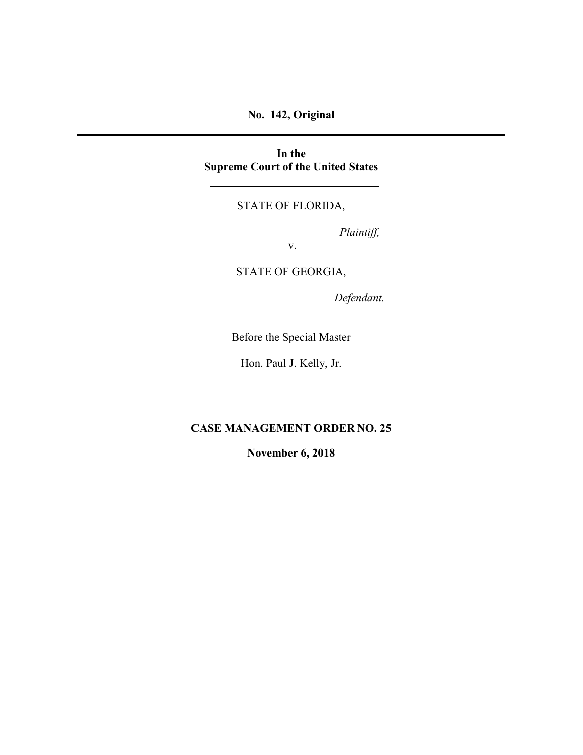**No. 142, Original**

---

**In the**
**Supreme Court of the United States**

---

STATE OF FLORIDA,

*Plaintiff,*

v.

STATE OF GEORGIA,

*Defendant.*

---

Before the Special Master

Hon. Paul J. Kelly, Jr.

---

**CASE MANAGEMENT ORDER NO. 25**

**November 6, 2018**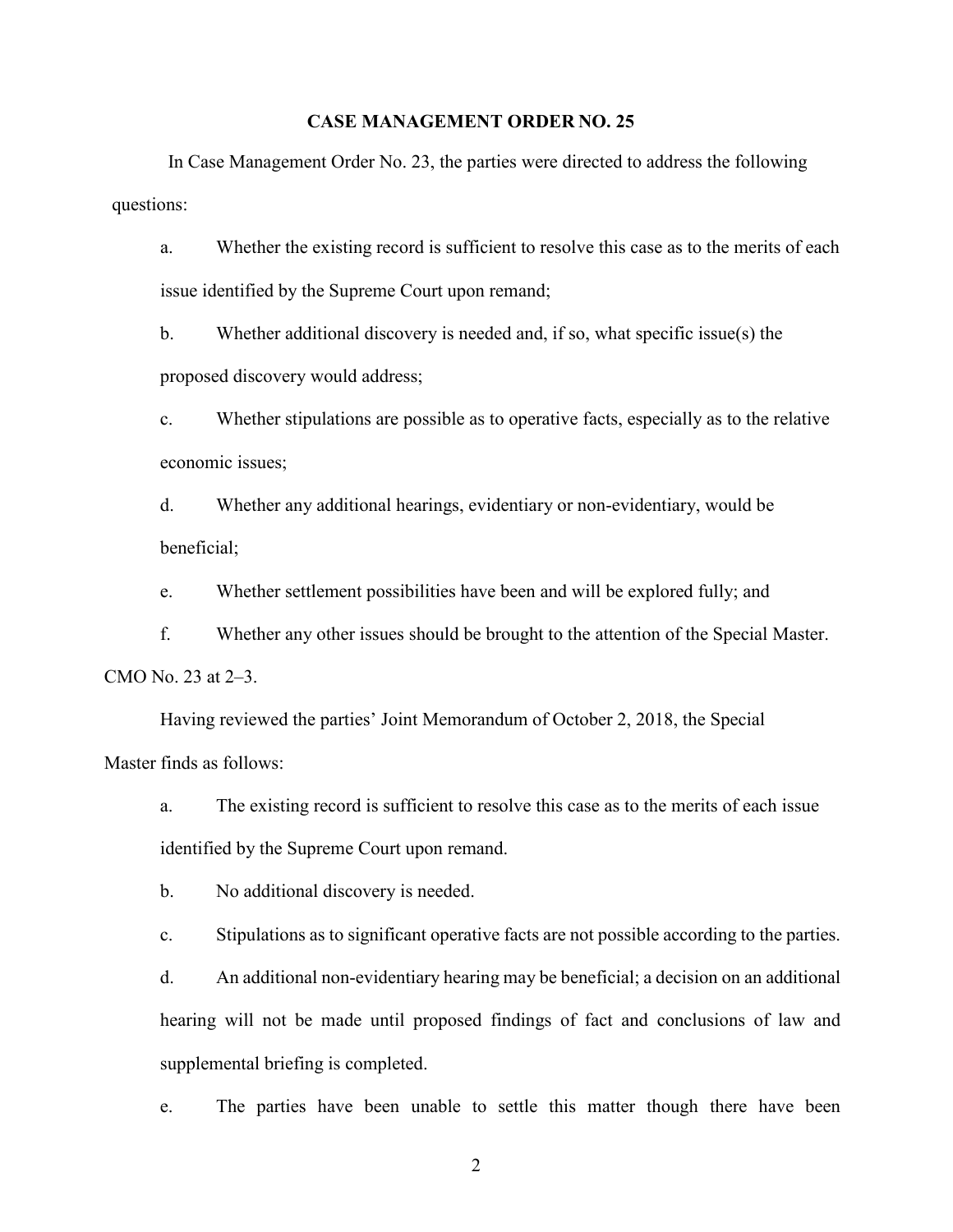## CASE MANAGEMENT ORDER NO. 25

In Case Management Order No. 23, the parties were directed to address the following questions:

a. Whether the existing record is sufficient to resolve this case as to the merits of each issue identified by the Supreme Court upon remand;

b. Whether additional discovery is needed and, if so, what specific issue(s) the proposed discovery would address;

c. Whether stipulations are possible as to operative facts, especially as to the relative economic issues;

d. Whether any additional hearings, evidentiary or non-evidentiary, would be beneficial;

e. Whether settlement possibilities have been and will be explored fully; and

f. Whether any other issues should be brought to the attention of the Special Master.

CMO No. 23 at 2–3.

Having reviewed the parties' Joint Memorandum of October 2, 2018, the Special Master finds as follows:

a. The existing record is sufficient to resolve this case as to the merits of each issue identified by the Supreme Court upon remand.

b. No additional discovery is needed.

c. Stipulations as to significant operative facts are not possible according to the parties.

d. An additional non-evidentiary hearing may be beneficial; a decision on an additional hearing will not be made until proposed findings of fact and conclusions of law and supplemental briefing is completed.

e. The parties have been unable to settle this matter though there have been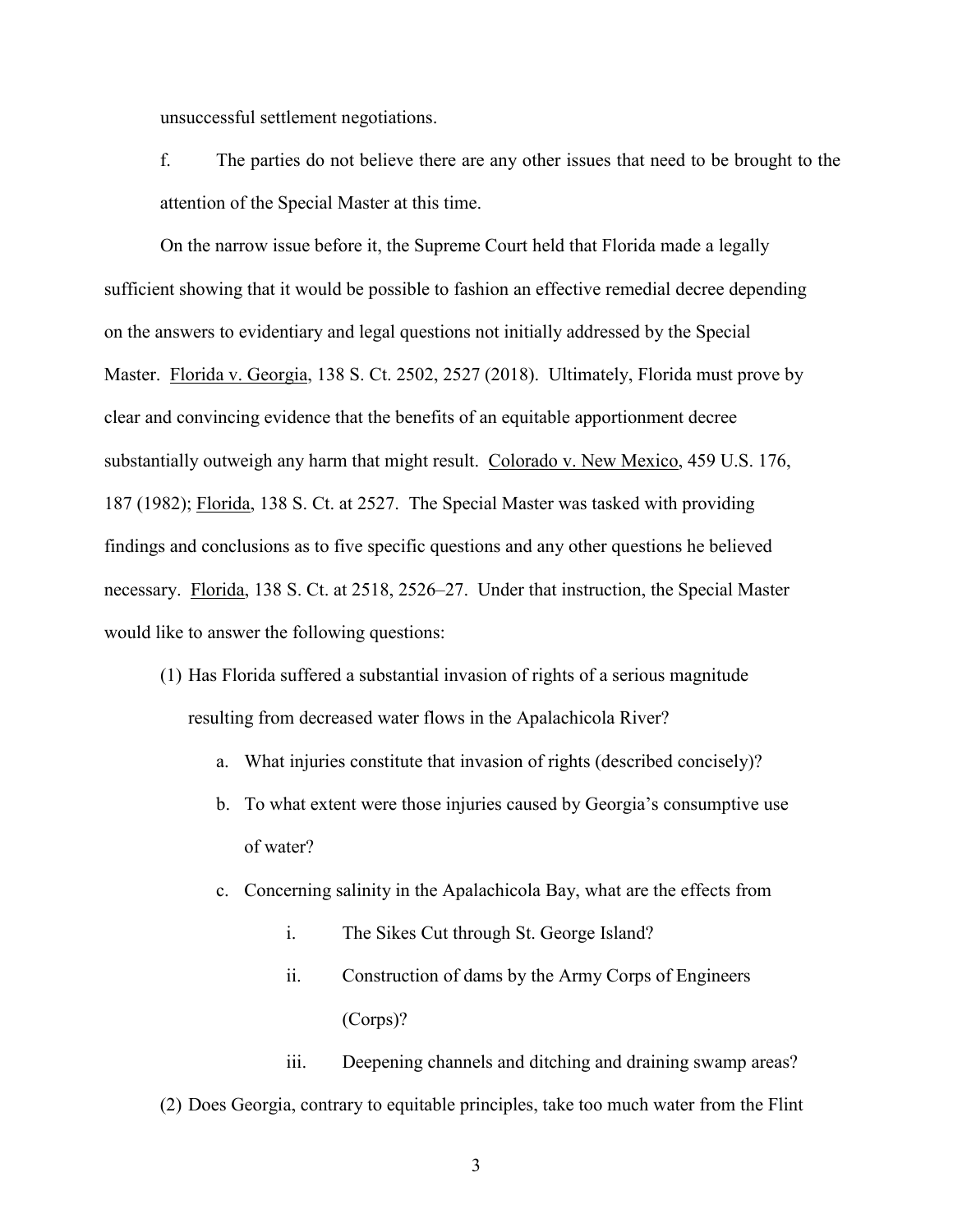unsuccessful settlement negotiations.

f. The parties do not believe there are any other issues that need to be brought to the attention of the Special Master at this time.

On the narrow issue before it, the Supreme Court held that Florida made a legally sufficient showing that it would be possible to fashion an effective remedial decree depending on the answers to evidentiary and legal questions not initially addressed by the Special Master. Florida v. Georgia, 138 S. Ct. 2502, 2527 (2018). Ultimately, Florida must prove by clear and convincing evidence that the benefits of an equitable apportionment decree substantially outweigh any harm that might result. Colorado v. New Mexico, 459 U.S. 176, 187 (1982); Florida, 138 S. Ct. at 2527. The Special Master was tasked with providing findings and conclusions as to five specific questions and any other questions he believed necessary. Florida, 138 S. Ct. at 2518, 2526–27. Under that instruction, the Special Master would like to answer the following questions:

(1) Has Florida suffered a substantial invasion of rights of a serious magnitude resulting from decreased water flows in the Apalachicola River?

   a. What injuries constitute that invasion of rights (described concisely)?

   b. To what extent were those injuries caused by Georgia's consumptive use of water?

   c. Concerning salinity in the Apalachicola Bay, what are the effects from

      i. The Sikes Cut through St. George Island?

      ii. Construction of dams by the Army Corps of Engineers (Corps)?

      iii. Deepening channels and ditching and draining swamp areas?

(2) Does Georgia, contrary to equitable principles, take too much water from the Flint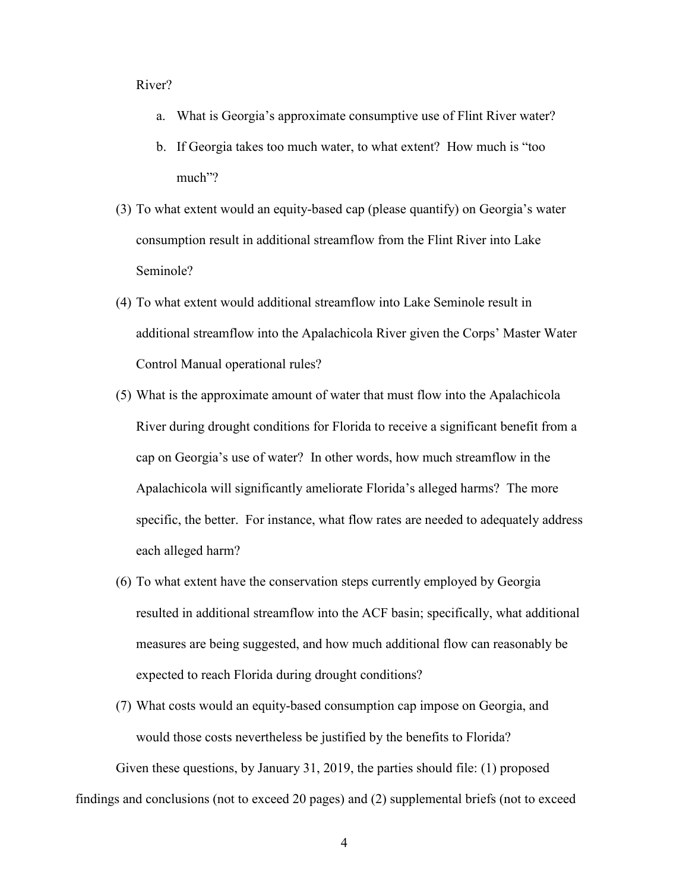River?

   a. What is Georgia's approximate consumptive use of Flint River water?

   b. If Georgia takes too much water, to what extent? How much is "too much"?

(3) To what extent would an equity-based cap (please quantify) on Georgia's water consumption result in additional streamflow from the Flint River into Lake Seminole?

(4) To what extent would additional streamflow into Lake Seminole result in additional streamflow into the Apalachicola River given the Corps' Master Water Control Manual operational rules?

(5) What is the approximate amount of water that must flow into the Apalachicola River during drought conditions for Florida to receive a significant benefit from a cap on Georgia's use of water? In other words, how much streamflow in the Apalachicola will significantly ameliorate Florida's alleged harms? The more specific, the better. For instance, what flow rates are needed to adequately address each alleged harm?

(6) To what extent have the conservation steps currently employed by Georgia resulted in additional streamflow into the ACF basin; specifically, what additional measures are being suggested, and how much additional flow can reasonably be expected to reach Florida during drought conditions?

(7) What costs would an equity-based consumption cap impose on Georgia, and would those costs nevertheless be justified by the benefits to Florida?

Given these questions, by January 31, 2019, the parties should file: (1) proposed findings and conclusions (not to exceed 20 pages) and (2) supplemental briefs (not to exceed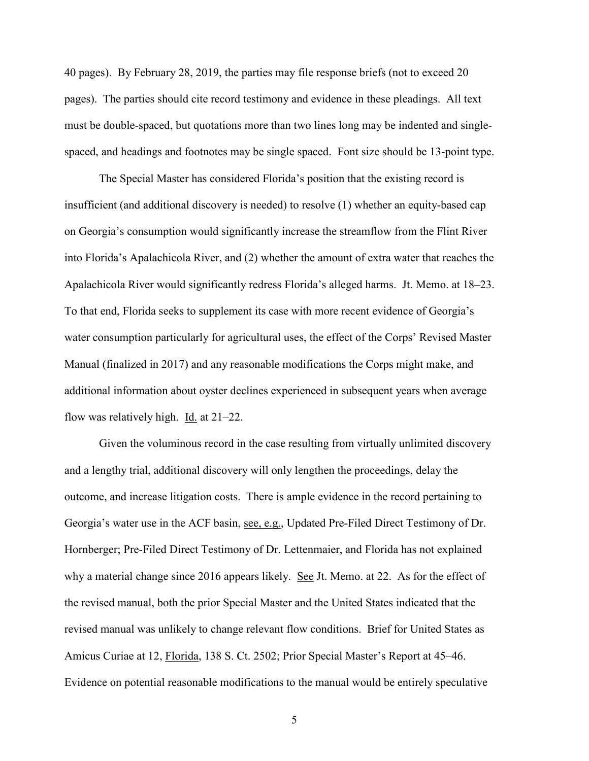40 pages). By February 28, 2019, the parties may file response briefs (not to exceed 20 pages). The parties should cite record testimony and evidence in these pleadings. All text must be double-spaced, but quotations more than two lines long may be indented and single-spaced, and headings and footnotes may be single spaced. Font size should be 13-point type.

The Special Master has considered Florida's position that the existing record is insufficient (and additional discovery is needed) to resolve (1) whether an equity-based cap on Georgia's consumption would significantly increase the streamflow from the Flint River into Florida's Apalachicola River, and (2) whether the amount of extra water that reaches the Apalachicola River would significantly redress Florida's alleged harms. Jt. Memo. at 18–23. To that end, Florida seeks to supplement its case with more recent evidence of Georgia's water consumption particularly for agricultural uses, the effect of the Corps' Revised Master Manual (finalized in 2017) and any reasonable modifications the Corps might make, and additional information about oyster declines experienced in subsequent years when average flow was relatively high. Id. at 21–22.

Given the voluminous record in the case resulting from virtually unlimited discovery and a lengthy trial, additional discovery will only lengthen the proceedings, delay the outcome, and increase litigation costs. There is ample evidence in the record pertaining to Georgia's water use in the ACF basin, see, e.g., Updated Pre-Filed Direct Testimony of Dr. Hornberger; Pre-Filed Direct Testimony of Dr. Lettenmaier, and Florida has not explained why a material change since 2016 appears likely. See Jt. Memo. at 22. As for the effect of the revised manual, both the prior Special Master and the United States indicated that the revised manual was unlikely to change relevant flow conditions. Brief for United States as Amicus Curiae at 12, Florida, 138 S. Ct. 2502; Prior Special Master's Report at 45–46. Evidence on potential reasonable modifications to the manual would be entirely speculative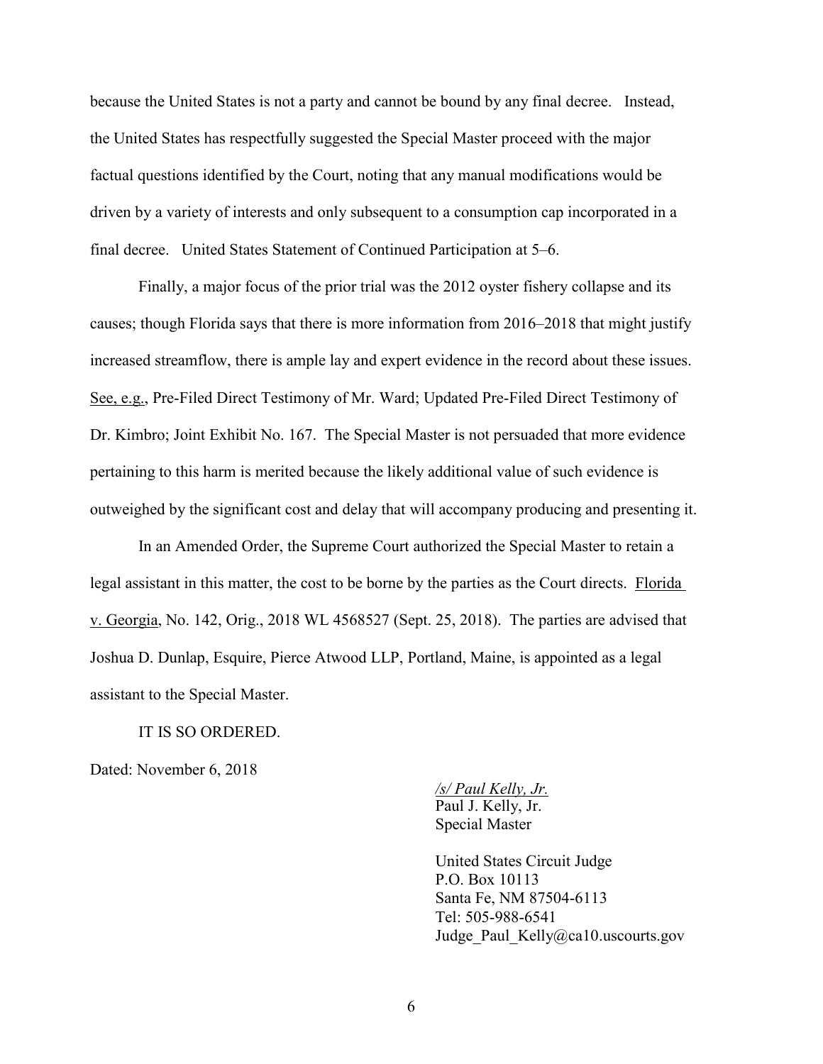because the United States is not a party and cannot be bound by any final decree. Instead, the United States has respectfully suggested the Special Master proceed with the major factual questions identified by the Court, noting that any manual modifications would be driven by a variety of interests and only subsequent to a consumption cap incorporated in a final decree. United States Statement of Continued Participation at 5–6.

Finally, a major focus of the prior trial was the 2012 oyster fishery collapse and its causes; though Florida says that there is more information from 2016–2018 that might justify increased streamflow, there is ample lay and expert evidence in the record about these issues. See, e.g., Pre-Filed Direct Testimony of Mr. Ward; Updated Pre-Filed Direct Testimony of Dr. Kimbro; Joint Exhibit No. 167. The Special Master is not persuaded that more evidence pertaining to this harm is merited because the likely additional value of such evidence is outweighed by the significant cost and delay that will accompany producing and presenting it.

In an Amended Order, the Supreme Court authorized the Special Master to retain a legal assistant in this matter, the cost to be borne by the parties as the Court directs. Florida v. Georgia, No. 142, Orig., 2018 WL 4568527 (Sept. 25, 2018). The parties are advised that Joshua D. Dunlap, Esquire, Pierce Atwood LLP, Portland, Maine, is appointed as a legal assistant to the Special Master.

IT IS SO ORDERED.

Dated: November 6, 2018

*/s/ Paul Kelly, Jr.*
Paul J. Kelly, Jr.
Special Master

United States Circuit Judge
P.O. Box 10113
Santa Fe, NM 87504-6113
Tel: 505-988-6541
Judge_Paul_Kelly@ca10.uscourts.gov